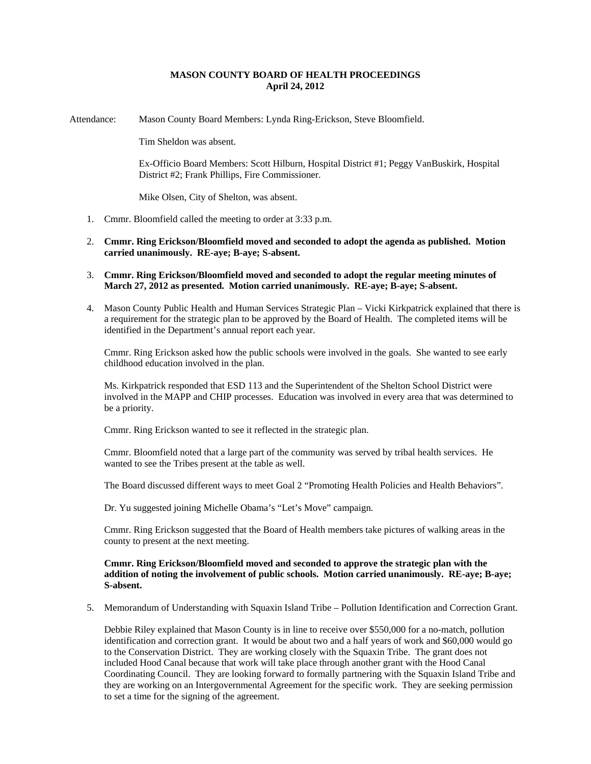**MASON COUNTY BOARD OF HEALTH PROCEEDINGS**
**April 24, 2012**

Attendance: Mason County Board Members: Lynda Ring-Erickson, Steve Bloomfield.

Tim Sheldon was absent.

Ex-Officio Board Members: Scott Hilburn, Hospital District #1; Peggy VanBuskirk, Hospital District #2; Frank Phillips, Fire Commissioner.

Mike Olsen, City of Shelton, was absent.

1. Cmmr. Bloomfield called the meeting to order at 3:33 p.m.

2. **Cmmr. Ring Erickson/Bloomfield moved and seconded to adopt the agenda as published. Motion carried unanimously. RE-aye; B-aye; S-absent.**

3. **Cmmr. Ring Erickson/Bloomfield moved and seconded to adopt the regular meeting minutes of March 27, 2012 as presented. Motion carried unanimously. RE-aye; B-aye; S-absent.**

4. Mason County Public Health and Human Services Strategic Plan – Vicki Kirkpatrick explained that there is a requirement for the strategic plan to be approved by the Board of Health. The completed items will be identified in the Department's annual report each year.

   Cmmr. Ring Erickson asked how the public schools were involved in the goals. She wanted to see early childhood education involved in the plan.

   Ms. Kirkpatrick responded that ESD 113 and the Superintendent of the Shelton School District were involved in the MAPP and CHIP processes. Education was involved in every area that was determined to be a priority.

   Cmmr. Ring Erickson wanted to see it reflected in the strategic plan.

   Cmmr. Bloomfield noted that a large part of the community was served by tribal health services. He wanted to see the Tribes present at the table as well.

   The Board discussed different ways to meet Goal 2 "Promoting Health Policies and Health Behaviors".

   Dr. Yu suggested joining Michelle Obama's "Let's Move" campaign.

   Cmmr. Ring Erickson suggested that the Board of Health members take pictures of walking areas in the county to present at the next meeting.

   **Cmmr. Ring Erickson/Bloomfield moved and seconded to approve the strategic plan with the addition of noting the involvement of public schools. Motion carried unanimously. RE-aye; B-aye; S-absent.**

5. Memorandum of Understanding with Squaxin Island Tribe – Pollution Identification and Correction Grant.

   Debbie Riley explained that Mason County is in line to receive over $550,000 for a no-match, pollution identification and correction grant. It would be about two and a half years of work and $60,000 would go to the Conservation District. They are working closely with the Squaxin Tribe. The grant does not included Hood Canal because that work will take place through another grant with the Hood Canal Coordinating Council. They are looking forward to formally partnering with the Squaxin Island Tribe and they are working on an Intergovernmental Agreement for the specific work. They are seeking permission to set a time for the signing of the agreement.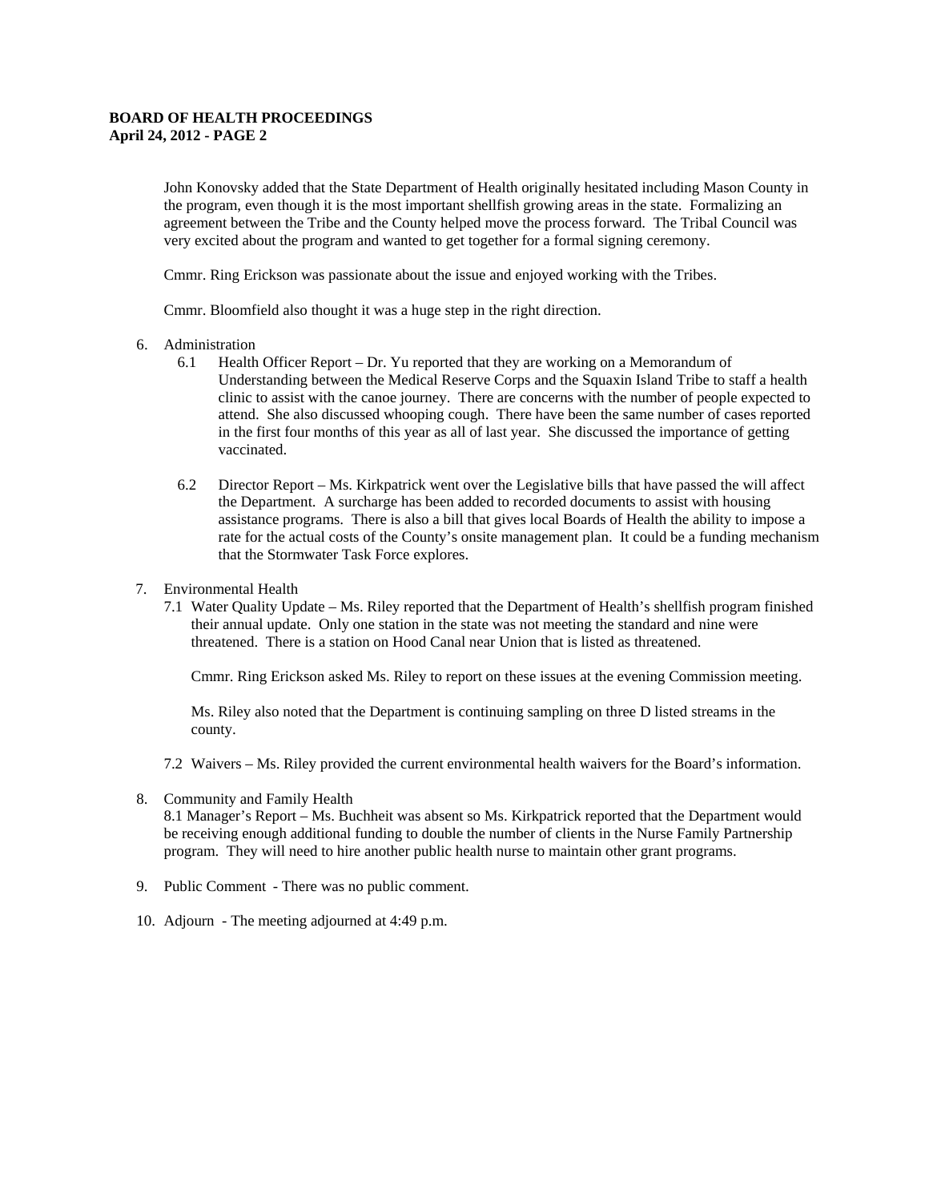John Konovsky added that the State Department of Health originally hesitated including Mason County in the program, even though it is the most important shellfish growing areas in the state. Formalizing an agreement between the Tribe and the County helped move the process forward. The Tribal Council was very excited about the program and wanted to get together for a formal signing ceremony.

Cmmr. Ring Erickson was passionate about the issue and enjoyed working with the Tribes.

Cmmr. Bloomfield also thought it was a huge step in the right direction.

6. Administration
   - 6.1 Health Officer Report – Dr. Yu reported that they are working on a Memorandum of Understanding between the Medical Reserve Corps and the Squaxin Island Tribe to staff a health clinic to assist with the canoe journey. There are concerns with the number of people expected to attend. She also discussed whooping cough. There have been the same number of cases reported in the first four months of this year as all of last year. She discussed the importance of getting vaccinated.
   - 6.2 Director Report – Ms. Kirkpatrick went over the Legislative bills that have passed the will affect the Department. A surcharge has been added to recorded documents to assist with housing assistance programs. There is also a bill that gives local Boards of Health the ability to impose a rate for the actual costs of the County's onsite management plan. It could be a funding mechanism that the Stormwater Task Force explores.

7. Environmental Health
   - 7.1 Water Quality Update – Ms. Riley reported that the Department of Health's shellfish program finished their annual update. Only one station in the state was not meeting the standard and nine were threatened. There is a station on Hood Canal near Union that is listed as threatened.

     Cmmr. Ring Erickson asked Ms. Riley to report on these issues at the evening Commission meeting.

     Ms. Riley also noted that the Department is continuing sampling on three D listed streams in the county.
   - 7.2 Waivers – Ms. Riley provided the current environmental health waivers for the Board's information.

8. Community and Family Health

   8.1 Manager's Report – Ms. Buchheit was absent so Ms. Kirkpatrick reported that the Department would be receiving enough additional funding to double the number of clients in the Nurse Family Partnership program. They will need to hire another public health nurse to maintain other grant programs.

9. Public Comment - There was no public comment.

10. Adjourn - The meeting adjourned at 4:49 p.m.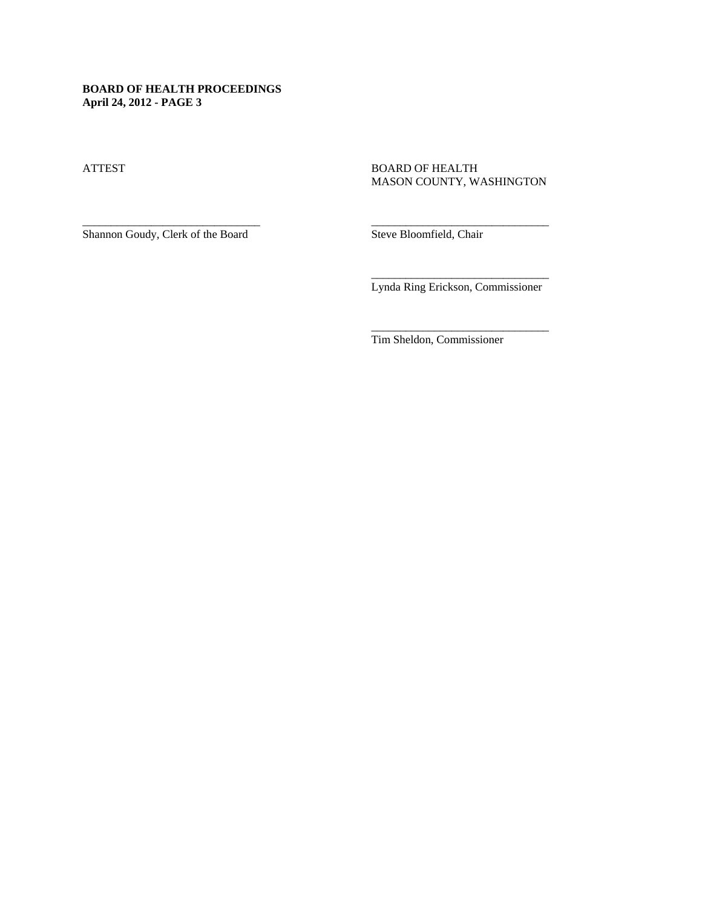**BOARD OF HEALTH PROCEEDINGS**
**April 24, 2012 - PAGE 3**

| | |
|---|---|
| ATTEST | BOARD OF HEALTH<br>MASON COUNTY, WASHINGTON |
| \_\_\_\_\_\_\_\_\_\_\_\_\_\_\_\_\_\_\_\_\_\_\_\_\_\_\_\_\_\_\_<br>Shannon Goudy, Clerk of the Board | \_\_\_\_\_\_\_\_\_\_\_\_\_\_\_\_\_\_\_\_\_\_\_\_\_\_\_\_\_\_\_<br>Steve Bloomfield, Chair |
| | \_\_\_\_\_\_\_\_\_\_\_\_\_\_\_\_\_\_\_\_\_\_\_\_\_\_\_\_\_\_\_<br>Lynda Ring Erickson, Commissioner |
| | \_\_\_\_\_\_\_\_\_\_\_\_\_\_\_\_\_\_\_\_\_\_\_\_\_\_\_\_\_\_\_<br>Tim Sheldon, Commissioner |